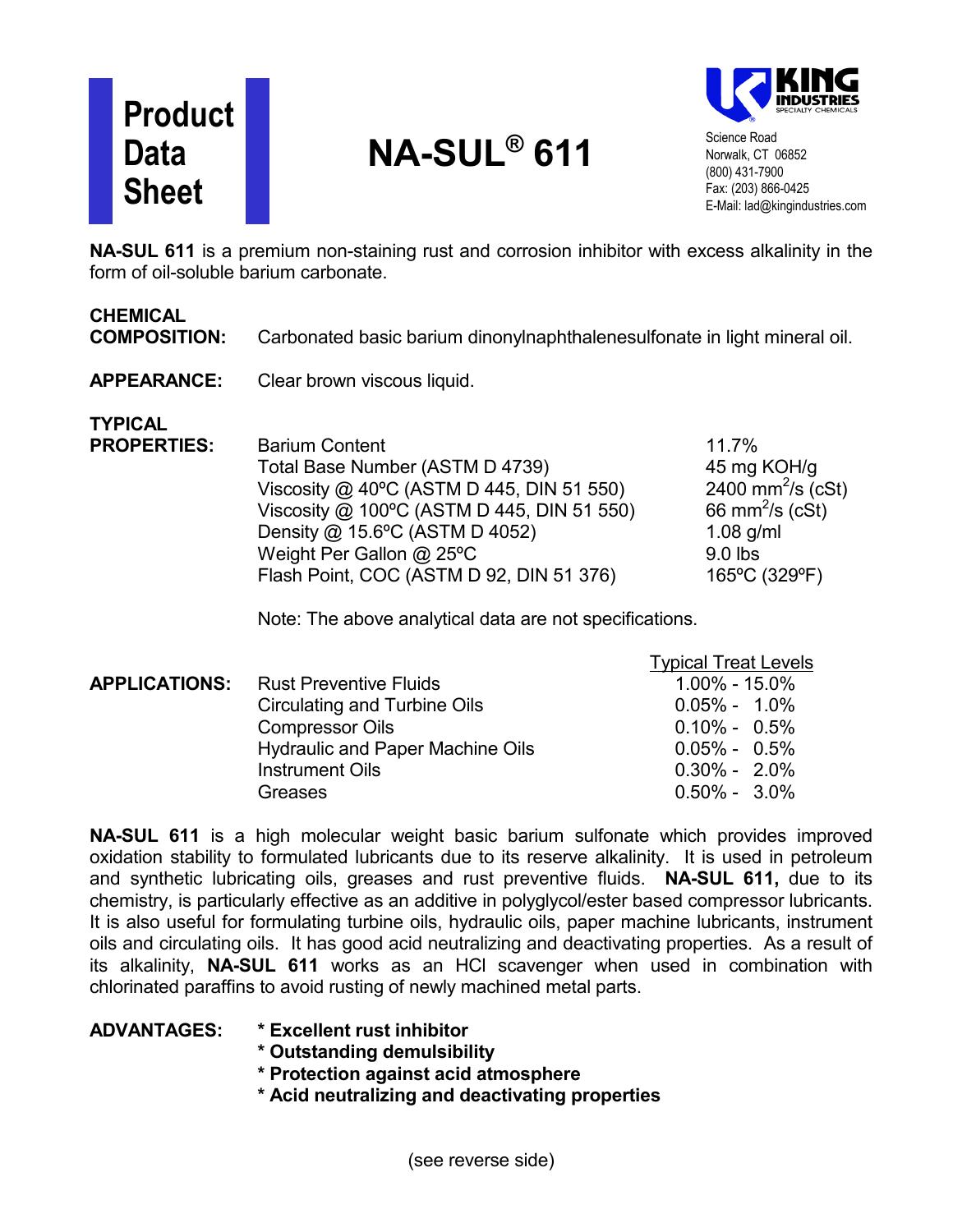# Product Data Sheet

# NA-SUL® 611

Science Road
Norwalk, CT 06852
(800) 431-7900
Fax: (203) 866-0425
E-Mail: lad@kingindustries.com

**NA-SUL 611** is a premium non-staining rust and corrosion inhibitor with excess alkalinity in the form of oil-soluble barium carbonate.

**CHEMICAL COMPOSITION:** Carbonated basic barium dinonylnaphthalenesulfonate in light mineral oil.

**APPEARANCE:** Clear brown viscous liquid.

**TYPICAL PROPERTIES:**

| Property | Value |
|---|---|
| Barium Content | 11.7% |
| Total Base Number (ASTM D 4739) | 45 mg KOH/g |
| Viscosity @ 40ºC (ASTM D 445, DIN 51 550) | 2400 $mm^2/s$ (cSt) |
| Viscosity @ 100ºC (ASTM D 445, DIN 51 550) | 66 $mm^2/s$ (cSt) |
| Density @ 15.6ºC (ASTM D 4052) | 1.08 g/ml |
| Weight Per Gallon @ 25ºC | 9.0 lbs |
| Flash Point, COC (ASTM D 92, DIN 51 376) | 165ºC (329ºF) |

Note: The above analytical data are not specifications.

**APPLICATIONS:**

| Application | Typical Treat Levels |
|---|---|
| Rust Preventive Fluids | 1.00% - 15.0% |
| Circulating and Turbine Oils | 0.05% - 1.0% |
| Compressor Oils | 0.10% - 0.5% |
| Hydraulic and Paper Machine Oils | 0.05% - 0.5% |
| Instrument Oils | 0.30% - 2.0% |
| Greases | 0.50% - 3.0% |

**NA-SUL 611** is a high molecular weight basic barium sulfonate which provides improved oxidation stability to formulated lubricants due to its reserve alkalinity. It is used in petroleum and synthetic lubricating oils, greases and rust preventive fluids. **NA-SUL 611,** due to its chemistry, is particularly effective as an additive in polyglycol/ester based compressor lubricants. It is also useful for formulating turbine oils, hydraulic oils, paper machine lubricants, instrument oils and circulating oils. It has good acid neutralizing and deactivating properties. As a result of its alkalinity, **NA-SUL 611** works as an HCl scavenger when used in combination with chlorinated paraffins to avoid rusting of newly machined metal parts.

**ADVANTAGES:**

- **Excellent rust inhibitor**
- **Outstanding demulsibility**
- **Protection against acid atmosphere**
- **Acid neutralizing and deactivating properties**

(see reverse side)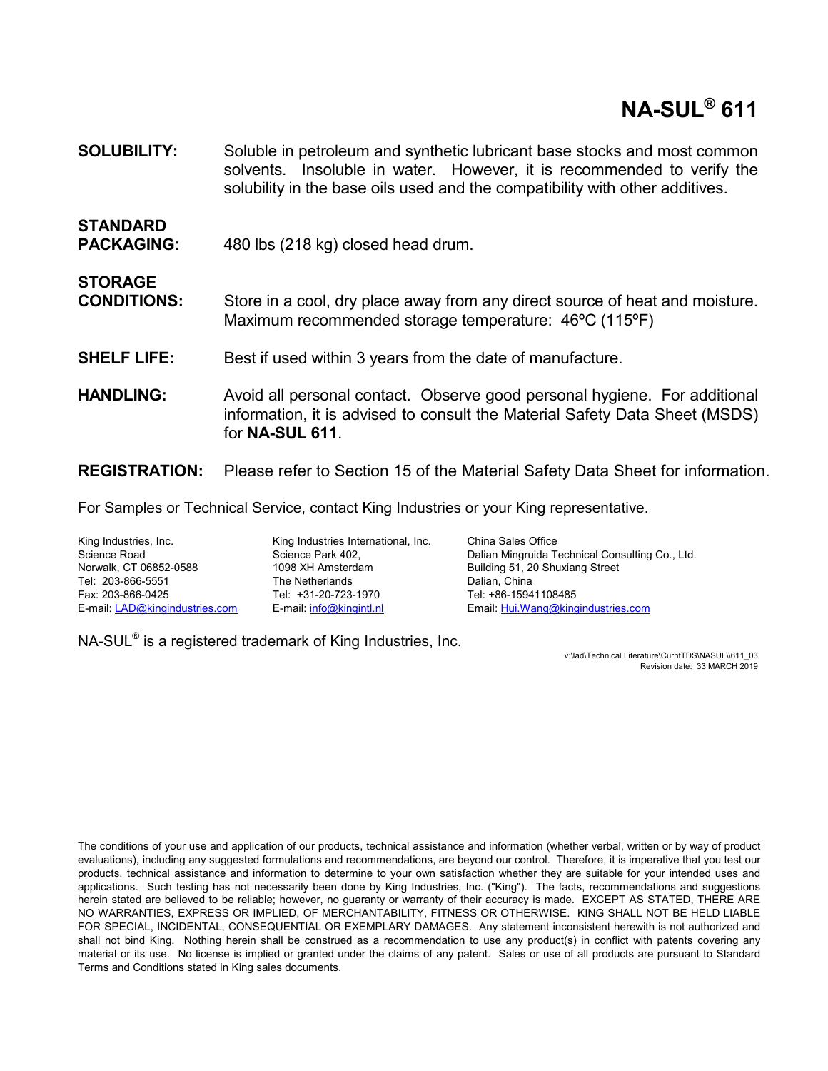# NA-SUL® 611

**SOLUBILITY:** Soluble in petroleum and synthetic lubricant base stocks and most common solvents. Insoluble in water. However, it is recommended to verify the solubility in the base oils used and the compatibility with other additives.

**STANDARD PACKAGING:** 480 lbs (218 kg) closed head drum.

**STORAGE CONDITIONS:** Store in a cool, dry place away from any direct source of heat and moisture. Maximum recommended storage temperature: 46ºC (115ºF)

**SHELF LIFE:** Best if used within 3 years from the date of manufacture.

**HANDLING:** Avoid all personal contact. Observe good personal hygiene. For additional information, it is advised to consult the Material Safety Data Sheet (MSDS) for **NA-SUL 611**.

**REGISTRATION:** Please refer to Section 15 of the Material Safety Data Sheet for information.

For Samples or Technical Service, contact King Industries or your King representative.

King Industries, Inc.
Science Road
Norwalk, CT 06852-0588
Tel: 203-866-5551
Fax: 203-866-0425
E-mail: LAD@kingindustries.com

King Industries International, Inc.
Science Park 402,
1098 XH Amsterdam
The Netherlands
Tel: +31-20-723-1970
E-mail: info@kingintl.nl

China Sales Office
Dalian Mingruida Technical Consulting Co., Ltd.
Building 51, 20 Shuxiang Street
Dalian, China
Tel: +86-15941108485
Email: Hui.Wang@kingindustries.com

NA-SUL® is a registered trademark of King Industries, Inc.

v:\lad\Technical Literature\CurntTDS\NASUL\\611_03
Revision date: 33 MARCH 2019

The conditions of your use and application of our products, technical assistance and information (whether verbal, written or by way of product evaluations), including any suggested formulations and recommendations, are beyond our control. Therefore, it is imperative that you test our products, technical assistance and information to determine to your own satisfaction whether they are suitable for your intended uses and applications. Such testing has not necessarily been done by King Industries, Inc. ("King"). The facts, recommendations and suggestions herein stated are believed to be reliable; however, no guaranty or warranty of their accuracy is made. EXCEPT AS STATED, THERE ARE NO WARRANTIES, EXPRESS OR IMPLIED, OF MERCHANTABILITY, FITNESS OR OTHERWISE. KING SHALL NOT BE HELD LIABLE FOR SPECIAL, INCIDENTAL, CONSEQUENTIAL OR EXEMPLARY DAMAGES. Any statement inconsistent herewith is not authorized and shall not bind King. Nothing herein shall be construed as a recommendation to use any product(s) in conflict with patents covering any material or its use. No license is implied or granted under the claims of any patent. Sales or use of all products are pursuant to Standard Terms and Conditions stated in King sales documents.